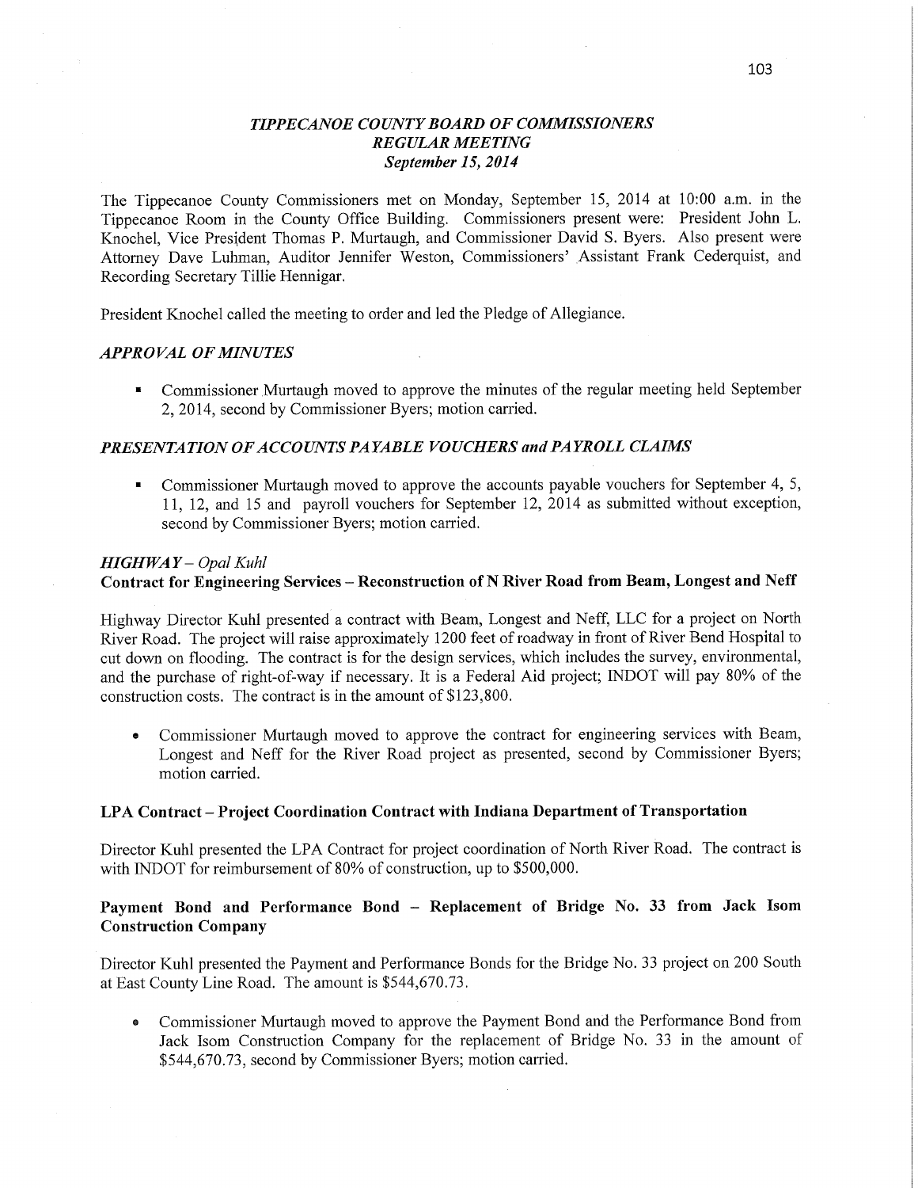# *TIPPECANOE COUNTY BOARD OF COMMISSIONERS*
## *REGULAR MEETING*
### *September 15, 2014*

The Tippecanoe County Commissioners met on Monday, September 15, 2014 at 10:00 a.m. in the Tippecanoe Room in the County Office Building. Commissioners present were: President John L. Knochel, Vice President Thomas P. Murtaugh, and Commissioner David S. Byers. Also present were Attorney Dave Luhman, Auditor Jennifer Weston, Commissioners' Assistant Frank Cederquist, and Recording Secretary Tillie Hennigar.

President Knochel called the meeting to order and led the Pledge of Allegiance.

### *APPROVAL OF MINUTES*

- Commissioner Murtaugh moved to approve the minutes of the regular meeting held September 2, 2014, second by Commissioner Byers; motion carried.

### *PRESENTATION OF ACCOUNTS PAYABLE VOUCHERS and PAYROLL CLAIMS*

- Commissioner Murtaugh moved to approve the accounts payable vouchers for September 4, 5, 11, 12, and 15 and payroll vouchers for September 12, 2014 as submitted without exception, second by Commissioner Byers; motion carried.

### *HIGHWAY – Opal Kuhl*

**Contract for Engineering Services – Reconstruction of N River Road from Beam, Longest and Neff**

Highway Director Kuhl presented a contract with Beam, Longest and Neff, LLC for a project on North River Road. The project will raise approximately 1200 feet of roadway in front of River Bend Hospital to cut down on flooding. The contract is for the design services, which includes the survey, environmental, and the purchase of right-of-way if necessary. It is a Federal Aid project; INDOT will pay 80% of the construction costs. The contract is in the amount of $123,800.

- Commissioner Murtaugh moved to approve the contract for engineering services with Beam, Longest and Neff for the River Road project as presented, second by Commissioner Byers; motion carried.

**LPA Contract – Project Coordination Contract with Indiana Department of Transportation**

Director Kuhl presented the LPA Contract for project coordination of North River Road. The contract is with INDOT for reimbursement of 80% of construction, up to $500,000.

**Payment Bond and Performance Bond – Replacement of Bridge No. 33 from Jack Isom Construction Company**

Director Kuhl presented the Payment and Performance Bonds for the Bridge No. 33 project on 200 South at East County Line Road. The amount is $544,670.73.

- Commissioner Murtaugh moved to approve the Payment Bond and the Performance Bond from Jack Isom Construction Company for the replacement of Bridge No. 33 in the amount of $544,670.73, second by Commissioner Byers; motion carried.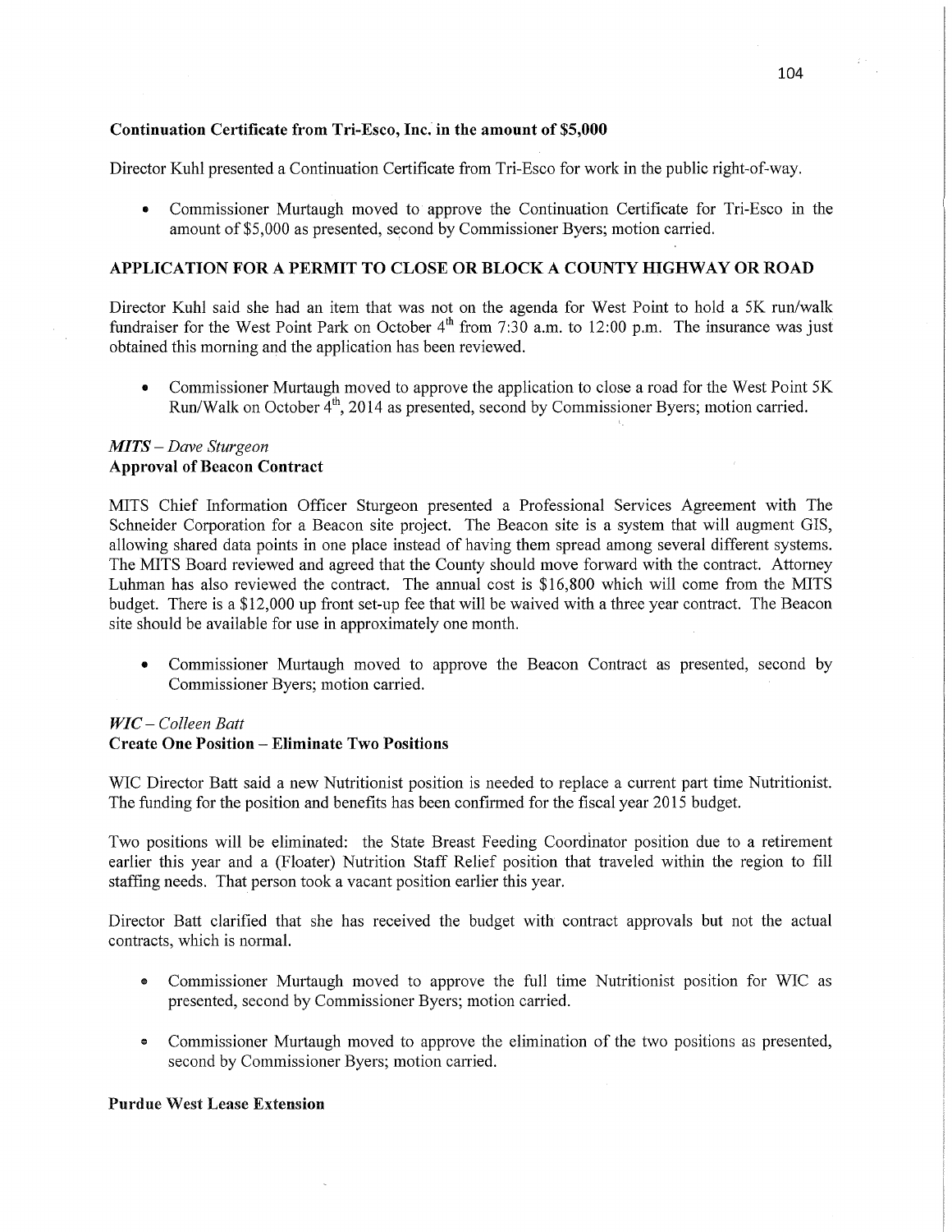**Continuation Certificate from Tri-Esco, Inc. in the amount of $5,000**

Director Kuhl presented a Continuation Certificate from Tri-Esco for work in the public right-of-way.

- Commissioner Murtaugh moved to approve the Continuation Certificate for Tri-Esco in the amount of $5,000 as presented, second by Commissioner Byers; motion carried.

**APPLICATION FOR A PERMIT TO CLOSE OR BLOCK A COUNTY HIGHWAY OR ROAD**

Director Kuhl said she had an item that was not on the agenda for West Point to hold a 5K run/walk fundraiser for the West Point Park on October 4th from 7:30 a.m. to 12:00 p.m. The insurance was just obtained this morning and the application has been reviewed.

- Commissioner Murtaugh moved to approve the application to close a road for the West Point 5K Run/Walk on October 4th, 2014 as presented, second by Commissioner Byers; motion carried.

*MITS – Dave Sturgeon*
**Approval of Beacon Contract**

MITS Chief Information Officer Sturgeon presented a Professional Services Agreement with The Schneider Corporation for a Beacon site project. The Beacon site is a system that will augment GIS, allowing shared data points in one place instead of having them spread among several different systems. The MITS Board reviewed and agreed that the County should move forward with the contract. Attorney Luhman has also reviewed the contract. The annual cost is $16,800 which will come from the MITS budget. There is a $12,000 up front set-up fee that will be waived with a three year contract. The Beacon site should be available for use in approximately one month.

- Commissioner Murtaugh moved to approve the Beacon Contract as presented, second by Commissioner Byers; motion carried.

*WIC – Colleen Batt*
**Create One Position – Eliminate Two Positions**

WIC Director Batt said a new Nutritionist position is needed to replace a current part time Nutritionist. The funding for the position and benefits has been confirmed for the fiscal year 2015 budget.

Two positions will be eliminated: the State Breast Feeding Coordinator position due to a retirement earlier this year and a (Floater) Nutrition Staff Relief position that traveled within the region to fill staffing needs. That person took a vacant position earlier this year.

Director Batt clarified that she has received the budget with contract approvals but not the actual contracts, which is normal.

- Commissioner Murtaugh moved to approve the full time Nutritionist position for WIC as presented, second by Commissioner Byers; motion carried.
- Commissioner Murtaugh moved to approve the elimination of the two positions as presented, second by Commissioner Byers; motion carried.

**Purdue West Lease Extension**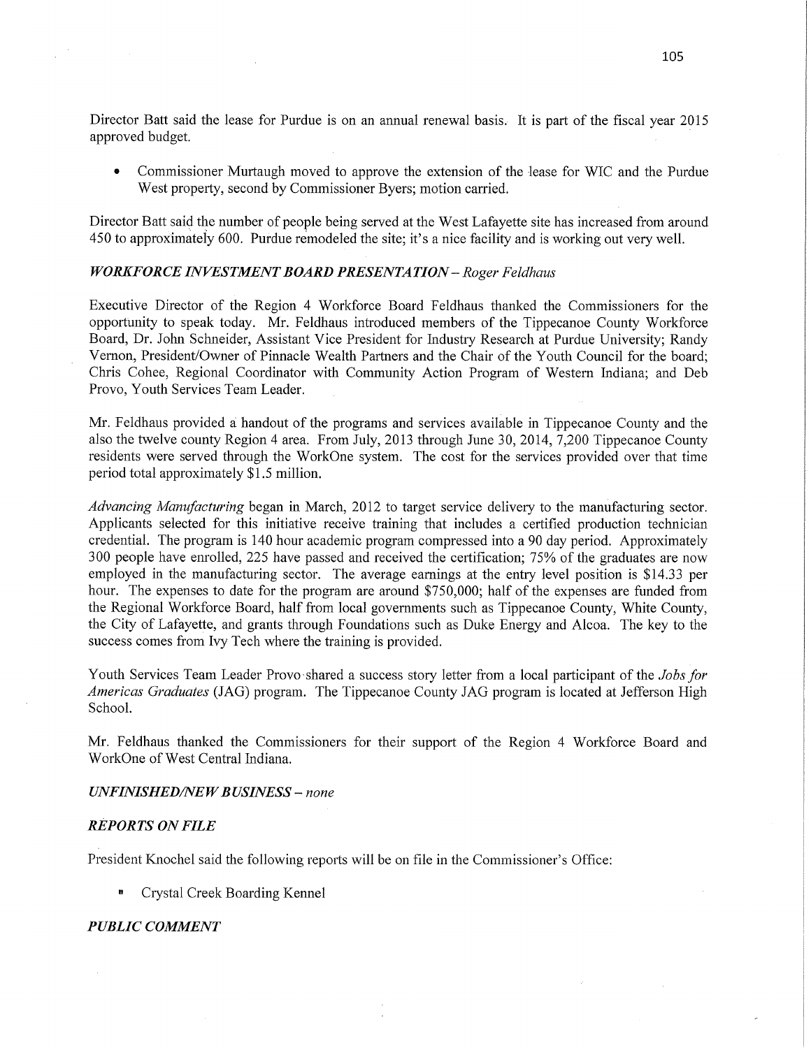Director Batt said the lease for Purdue is on an annual renewal basis. It is part of the fiscal year 2015 approved budget.

- Commissioner Murtaugh moved to approve the extension of the lease for WIC and the Purdue West property, second by Commissioner Byers; motion carried.

Director Batt said the number of people being served at the West Lafayette site has increased from around 450 to approximately 600. Purdue remodeled the site; it's a nice facility and is working out very well.

***WORKFORCE INVESTMENT BOARD PRESENTATION** – Roger Feldhaus*

Executive Director of the Region 4 Workforce Board Feldhaus thanked the Commissioners for the opportunity to speak today. Mr. Feldhaus introduced members of the Tippecanoe County Workforce Board, Dr. John Schneider, Assistant Vice President for Industry Research at Purdue University; Randy Vernon, President/Owner of Pinnacle Wealth Partners and the Chair of the Youth Council for the board; Chris Cohee, Regional Coordinator with Community Action Program of Western Indiana; and Deb Provo, Youth Services Team Leader.

Mr. Feldhaus provided a handout of the programs and services available in Tippecanoe County and the also the twelve county Region 4 area. From July, 2013 through June 30, 2014, 7,200 Tippecanoe County residents were served through the WorkOne system. The cost for the services provided over that time period total approximately $1.5 million.

*Advancing Manufacturing* began in March, 2012 to target service delivery to the manufacturing sector. Applicants selected for this initiative receive training that includes a certified production technician credential. The program is 140 hour academic program compressed into a 90 day period. Approximately 300 people have enrolled, 225 have passed and received the certification; 75% of the graduates are now employed in the manufacturing sector. The average earnings at the entry level position is $14.33 per hour. The expenses to date for the program are around $750,000; half of the expenses are funded from the Regional Workforce Board, half from local governments such as Tippecanoe County, White County, the City of Lafayette, and grants through Foundations such as Duke Energy and Alcoa. The key to the success comes from Ivy Tech where the training is provided.

Youth Services Team Leader Provo shared a success story letter from a local participant of the *Jobs for Americas Graduates* (JAG) program. The Tippecanoe County JAG program is located at Jefferson High School.

Mr. Feldhaus thanked the Commissioners for their support of the Region 4 Workforce Board and WorkOne of West Central Indiana.

***UNFINISHED/NEW BUSINESS** – none*

***REPORTS ON FILE***

President Knochel said the following reports will be on file in the Commissioner's Office:

- Crystal Creek Boarding Kennel

***PUBLIC COMMENT***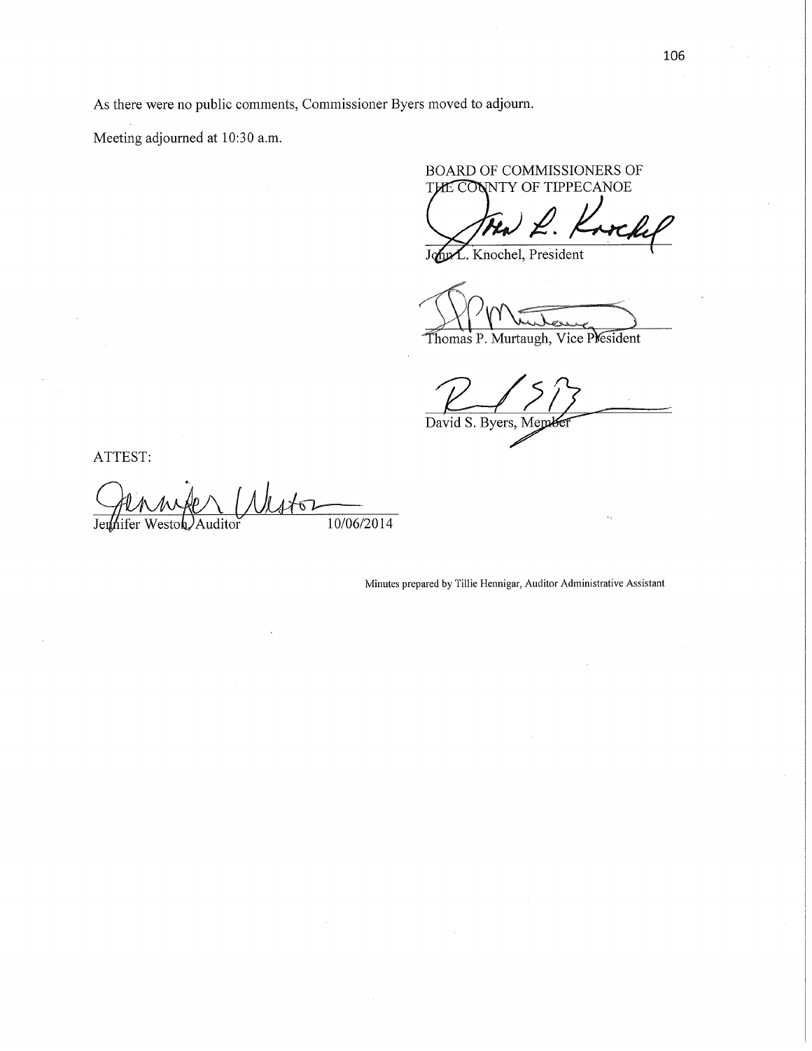As there were no public comments, Commissioner Byers moved to adjourn.

Meeting adjourned at 10:30 a.m.

BOARD OF COMMISSIONERS OF
THE COUNTY OF TIPPECANOE

John L. Knochel, President

Thomas P. Murtaugh, Vice President

David S. Byers, Member

ATTEST:

Jennifer Weston, Auditor 10/06/2014

Minutes prepared by Tillie Hennigar, Auditor Administrative Assistant